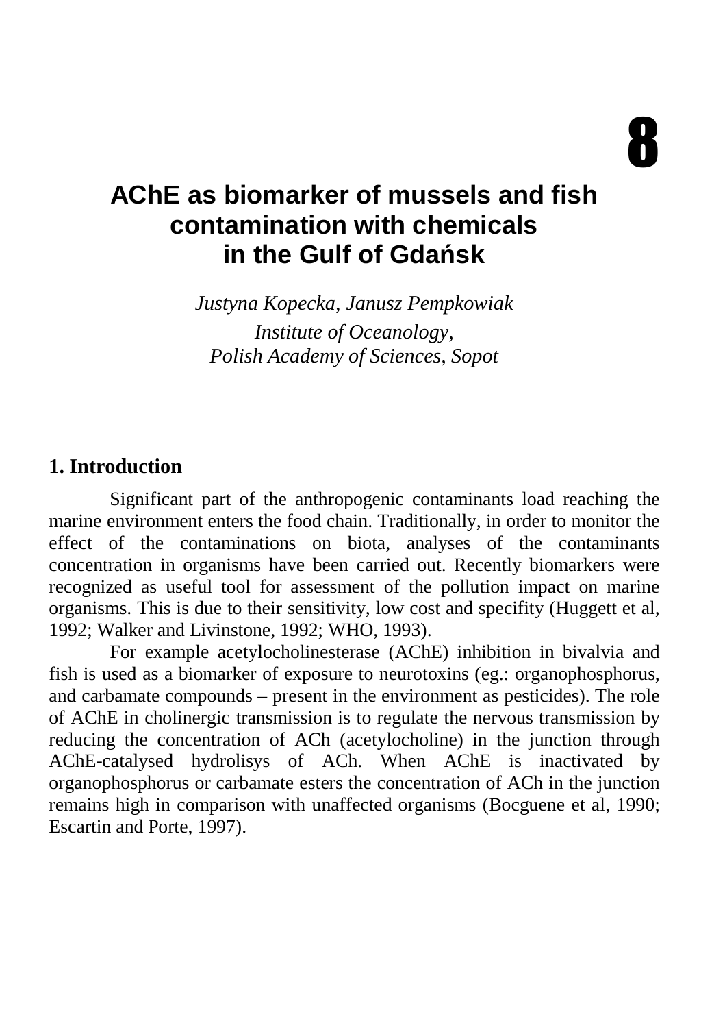# 8

# AChE as biomarker of mussels and fish contamination with chemicals in the Gulf of Gdańsk

*Justyna Kopecka, Janusz Pempkowiak*

*Institute of Oceanology, Polish Academy of Sciences, Sopot*

## 1. Introduction

Significant part of the anthropogenic contaminants load reaching the marine environment enters the food chain. Traditionally, in order to monitor the effect of the contaminations on biota, analyses of the contaminants concentration in organisms have been carried out. Recently biomarkers were recognized as useful tool for assessment of the pollution impact on marine organisms. This is due to their sensitivity, low cost and specifty (Huggett et al, 1992; Walker and Livinstone, 1992; WHO, 1993).

For example acetylocholinesterase (AChE) inhibition in bivalvia and fish is used as a biomarker of exposure to neurotoxins (eg.: organophosphorus, and carbamate compounds – present in the environment as pesticides). The role of AChE in cholinergic transmission is to regulate the nervous transmission by reducing the concentration of ACh (acetylocholine) in the junction through AChE-catalysed hydrolisys of ACh. When AChE is inactivated by organophosphorus or carbamate esters the concentration of ACh in the junction remains high in comparison with unaffected organisms (Bocguene et al, 1990; Escartin and Porte, 1997).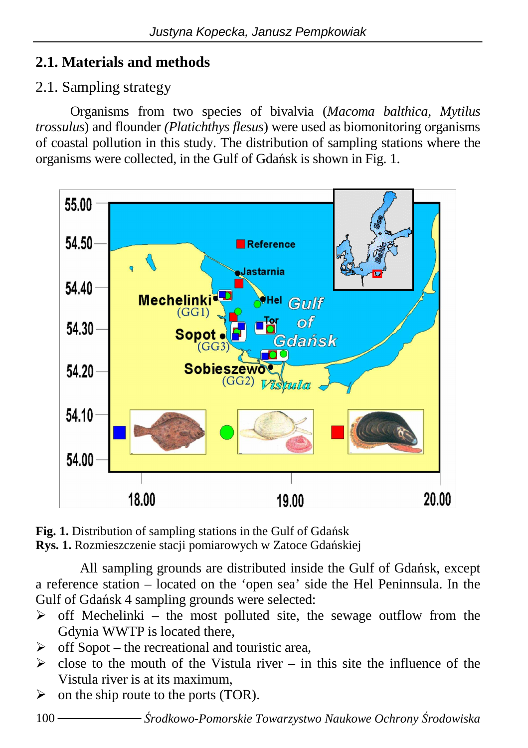## 2.1. Materials and methods

2.1. Sampling strategy

Organisms from two species of bivalvia (*Macoma balthica*, *Mytilus trossulus*) and flounder (*Platichthys flesus*) were used as biomonitoring organisms of coastal pollution in this study. The distribution of sampling stations where the organisms were collected, in the Gulf of Gdańsk is shown in Fig. 1.

55.00
54.50
54.40
54.30
54.20
54.10
54.00
18.00
19.00
20.00
Reference
Jastarnia
Hel
Mechelinki
(GG1)
Sopot
(GG3)
Tor
Sobieszewo
(GG2)
Vistula
Gulf of Gdańsk
Baltic Sea

**Fig. 1.** Distribution of sampling stations in the Gulf of Gdańsk
**Rys. 1.** Rozmieszczenie stacji pomiarowych w Zatoce Gdańskiej

All sampling grounds are distributed inside the Gulf of Gdańsk, except a reference station – located on the 'open sea' side the Hel Peninnsula. In the Gulf of Gdańsk 4 sampling grounds were selected:

- off Mechelinki – the most polluted site, the sewage outflow from the Gdynia WWTP is located there,
- off Sopot – the recreational and touristic area,
- close to the mouth of the Vistula river – in this site the influence of the Vistula river is at its maximum,
- on the ship route to the ports (TOR).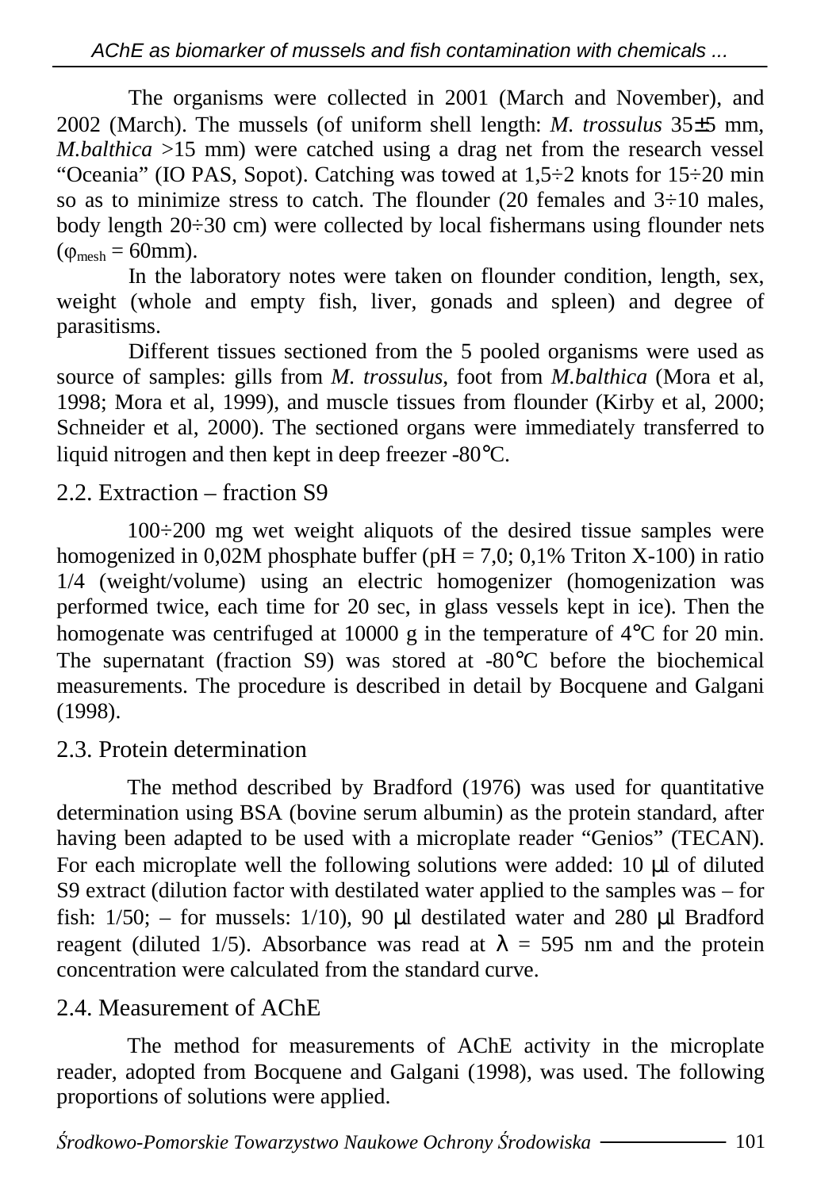The organisms were collected in 2001 (March and November), and 2002 (March). The mussels (of uniform shell length: *M. trossulus* 35±5 mm, *M.balthica* >15 mm) were catched using a drag net from the research vessel "Oceania" (IO PAS, Sopot). Catching was towed at 1,5÷2 knots for 15÷20 min so as to minimize stress to catch. The flounder (20 females and 3÷10 males, body length 20÷30 cm) were collected by local fishermans using flounder nets ($\varphi_{mesh}$ = 60mm).

In the laboratory notes were taken on flounder condition, length, sex, weight (whole and empty fish, liver, gonads and spleen) and degree of parasitisms.

Different tissues sectioned from the 5 pooled organisms were used as source of samples: gills from *M. trossulus*, foot from *M.balthica* (Mora et al, 1998; Mora et al, 1999), and muscle tissues from flounder (Kirby et al, 2000; Schneider et al, 2000). The sectioned organs were immediately transferred to liquid nitrogen and then kept in deep freezer -80°C.

## 2.2. Extraction – fraction S9

100÷200 mg wet weight aliquots of the desired tissue samples were homogenized in 0,02M phosphate buffer (pH = 7,0; 0,1% Triton X-100) in ratio 1/4 (weight/volume) using an electric homogenizer (homogenization was performed twice, each time for 20 sec, in glass vessels kept in ice). Then the homogenate was centrifuged at 10000 g in the temperature of 4°C for 20 min. The supernatant (fraction S9) was stored at -80°C before the biochemical measurements. The procedure is described in detail by Bocquene and Galgani (1998).

## 2.3. Protein determination

The method described by Bradford (1976) was used for quantitative determination using BSA (bovine serum albumin) as the protein standard, after having been adapted to be used with a microplate reader "Genios" (TECAN). For each microplate well the following solutions were added: 10 µl of diluted S9 extract (dilution factor with destilated water applied to the samples was – for fish: 1/50; – for mussels: 1/10), 90 µl destilated water and 280 µl Bradford reagent (diluted 1/5). Absorbance was read at $\lambda$ = 595 nm and the protein concentration were calculated from the standard curve.

## 2.4. Measurement of AChE

The method for measurements of AChE activity in the microplate reader, adopted from Bocquene and Galgani (1998), was used. The following proportions of solutions were applied.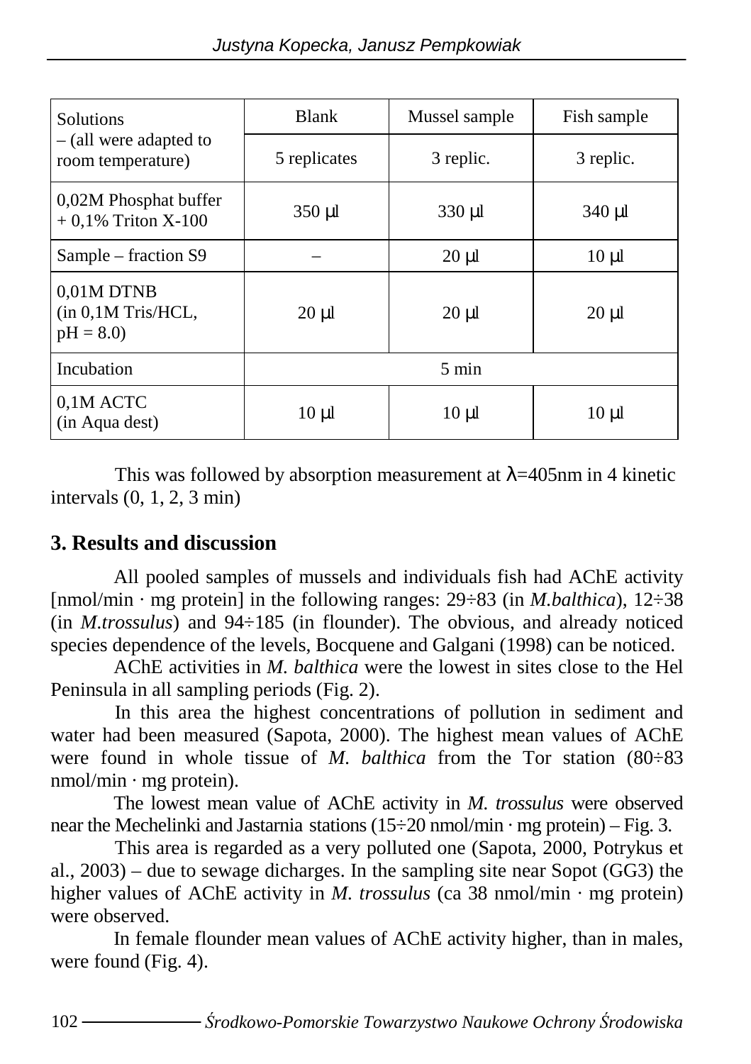| Solutions – (all were adapted to room temperature) | Blank | Mussel sample | Fish sample |
|---|---|---|---|
| | 5 replicates | 3 replic. | 3 replic. |
| 0,02M Phosphat buffer + 0,1% Triton X-100 | 350 μl | 330 μl | 340 μl |
| Sample – fraction S9 | – | 20 μl | 10 μl |
| 0,01M DTNB (in 0,1M Tris/HCL, pH = 8.0) | 20 μl | 20 μl | 20 μl |
| Incubation | 5 min | | |
| 0,1M ACTC (in Aqua dest) | 10 μl | 10 μl | 10 μl |

This was followed by absorption measurement at λ=405nm in 4 kinetic intervals (0, 1, 2, 3 min)

## 3. Results and discussion

All pooled samples of mussels and individuals fish had AChE activity [nmol/min · mg protein] in the following ranges: 29÷83 (in *M.balthica*), 12÷38 (in *M.trossulus*) and 94÷185 (in flounder). The obvious, and already noticed species dependence of the levels, Bocquene and Galgani (1998) can be noticed.

AChE activities in *M. balthica* were the lowest in sites close to the Hel Peninsula in all sampling periods (Fig. 2).

In this area the highest concentrations of pollution in sediment and water had been measured (Sapota, 2000). The highest mean values of AChE were found in whole tissue of *M. balthica* from the Tor station (80÷83 nmol/min · mg protein).

The lowest mean value of AChE activity in *M. trossulus* were observed near the Mechelinki and Jastarnia stations (15÷20 nmol/min · mg protein) – Fig. 3.

This area is regarded as a very polluted one (Sapota, 2000, Potrykus et al., 2003) – due to sewage dicharges. In the sampling site near Sopot (GG3) the higher values of AChE activity in *M. trossulus* (ca 38 nmol/min · mg protein) were observed.

In female flounder mean values of AChE activity higher, than in males, were found (Fig. 4).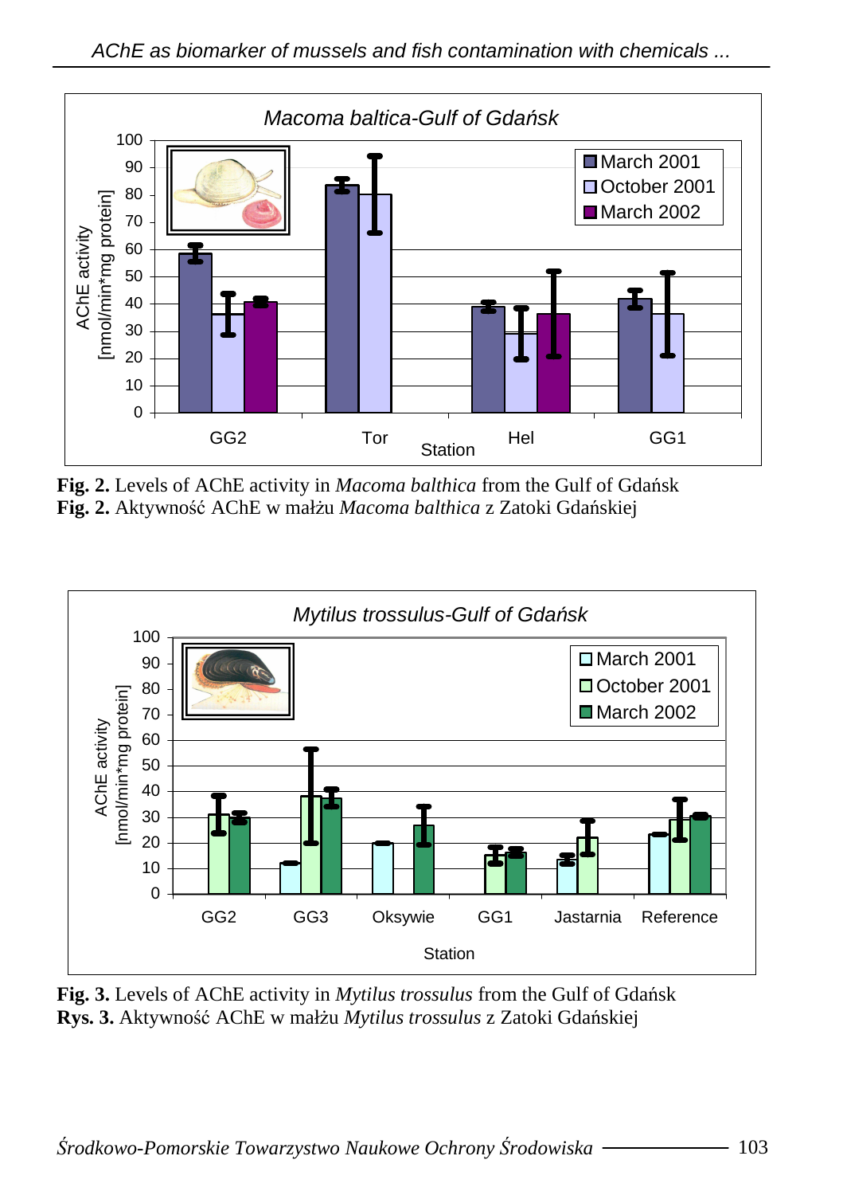Macoma baltica-Gulf of Gdańsk

100
90
80
70
60
50
40
30
20
10
0

ACh E activity
[nmol/min*mg protein]

March 2001
October 2001
March 2002

GG2
Tor
Station
Hel
GG1

**Fig. 2.** Levels of AChE activity in *Macoma balthica* from the Gulf of Gdańsk

**Fig. 2.** Aktywność AChE w małżu *Macoma balthica* z Zatoki Gdańskiej

Mytilus trossulus-Gulf of Gdańsk

100
90
80
70
60
50
40
30
20
10
0

ACh E activity
[nmol/min*mg protein]

March 2001
October 2001
March 2002

GG2
GG3
Oksywie
GG1
Jastarnia
Reference

Station

**Fig. 3.** Levels of AChE activity in *Mytilus trossulus* from the Gulf of Gdańsk

**Rys. 3.** Aktywność AChE w małżu *Mytilus trossulus* z Zatoki Gdańskiej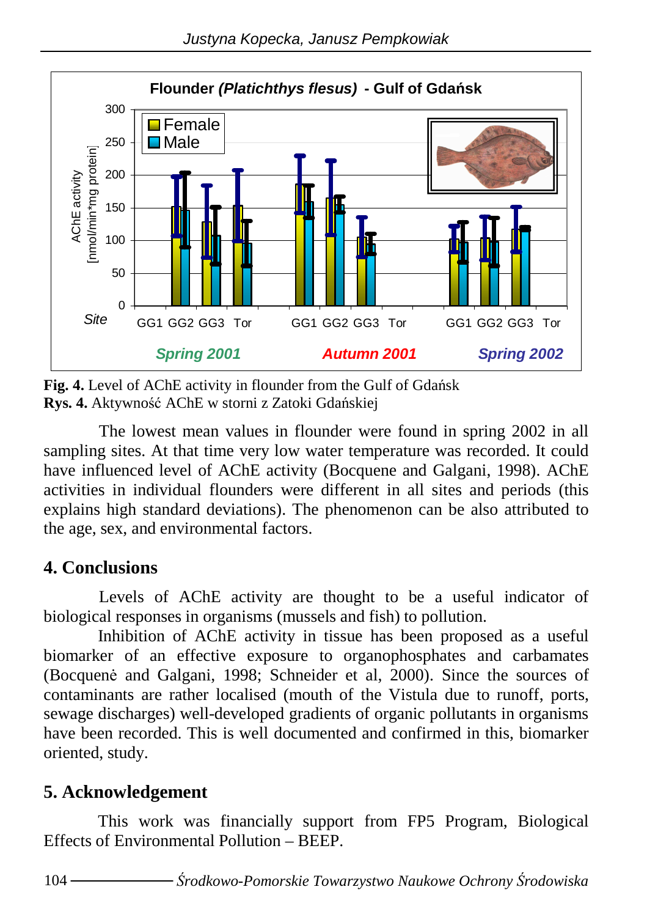Flounder *(Platichthys flesus)* - Gulf of Gdańsk

300
250
200
150
100
50
0

AChE activity [nmol/min*mg protein]

Female
Male

Site

GG1 GG2 GG3 Tor GG1 GG2 GG3 Tor GG1 GG2 GG3 Tor

Spring 2001 Autumn 2001 Spring 2002

**Fig. 4.** Level of AChE activity in flounder from the Gulf of Gdańsk
**Rys. 4.** Aktywność AChE w storni z Zatoki Gdańskiej

The lowest mean values in flounder were found in spring 2002 in all sampling sites. At that time very low water temperature was recorded. It could have influenced level of AChE activity (Bocquene and Galgani, 1998). AChE activities in individual flounders were different in all sites and periods (this explains high standard deviations). The phenomenon can be also attributed to the age, sex, and environmental factors.

## 4. Conclusions

Levels of AChE activity are thought to be a useful indicator of biological responses in organisms (mussels and fish) to pollution.

Inhibition of AChE activity in tissue has been proposed as a useful biomarker of an effective exposure to organophosphates and carbamates (Bocquenė and Galgani, 1998; Schneider et al, 2000). Since the sources of contaminants are rather localised (mouth of the Vistula due to runoff, ports, sewage discharges) well-developed gradients of organic pollutants in organisms have been recorded. This is well documented and confirmed in this, biomarker oriented, study.

## 5. Acknowledgement

This work was financially support from FP5 Program, Biological Effects of Environmental Pollution – BEEP.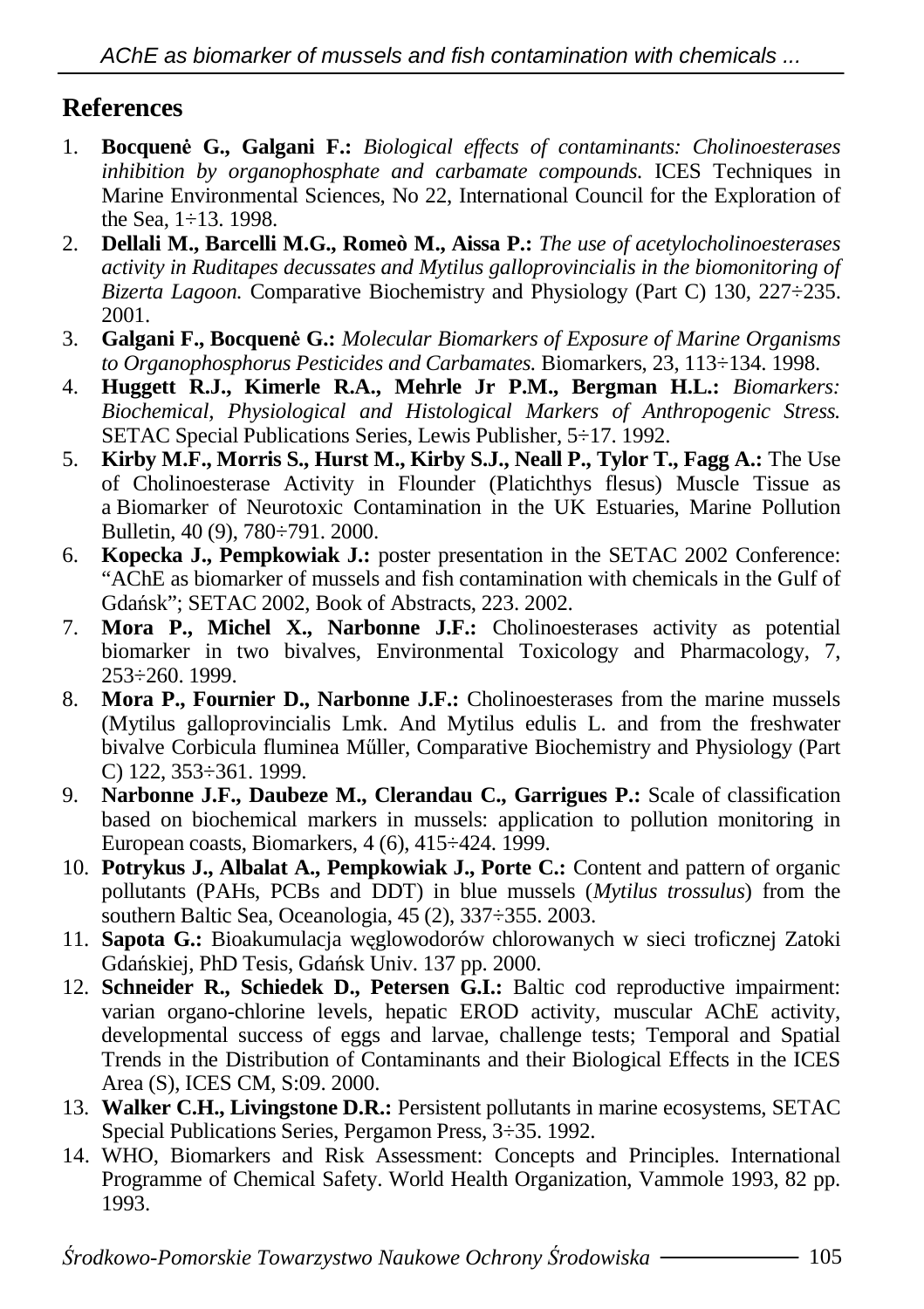## References

1. **Bocquenė G., Galgani F.:** *Biological effects of contaminants: Cholinoesterases inhibition by organophosphate and carbamate compounds.* ICES Techniques in Marine Environmental Sciences, No 22, International Council for the Exploration of the Sea, 1÷13. 1998.
2. **Dellali M., Barcelli M.G., Romeò M., Aissa P.:** *The use of acetylocholinoesterases activity in Ruditapes decussates and Mytilus galloprovincialis in the biomonitoring of Bizerta Lagoon.* Comparative Biochemistry and Physiology (Part C) 130, 227÷235. 2001.
3. **Galgani F., Bocquenė G.:** *Molecular Biomarkers of Exposure of Marine Organisms to Organophosphorus Pesticides and Carbamates.* Biomarkers, 23, 113÷134. 1998.
4. **Huggett R.J., Kimerle R.A., Mehrle Jr P.M., Bergman H.L.:** *Biomarkers: Biochemical, Physiological and Histological Markers of Anthropogenic Stress.* SETAC Special Publications Series, Lewis Publisher, 5÷17. 1992.
5. **Kirby M.F., Morris S., Hurst M., Kirby S.J., Neall P., Tylor T., Fagg A.:** The Use of Cholinoesterase Activity in Flounder (Platichthys flesus) Muscle Tissue as a Biomarker of Neurotoxic Contamination in the UK Estuaries, Marine Pollution Bulletin, 40 (9), 780÷791. 2000.
6. **Kopecka J., Pempkowiak J.:** poster presentation in the SETAC 2002 Conference: "AChE as biomarker of mussels and fish contamination with chemicals in the Gulf of Gdańsk"; SETAC 2002, Book of Abstracts, 223. 2002.
7. **Mora P., Michel X., Narbonne J.F.:** Cholinoesterases activity as potential biomarker in two bivalves, Environmental Toxicology and Pharmacology, 7, 253÷260. 1999.
8. **Mora P., Fournier D., Narbonne J.F.:** Cholinoesterases from the marine mussels (Mytilus galloprovincialis Lmk. And Mytilus edulis L. and from the freshwater bivalve Corbicula fluminea Mű̋ller, Comparative Biochemistry and Physiology (Part C) 122, 353÷361. 1999.
9. **Narbonne J.F., Daubeze M., Clerandau C., Garrigues P.:** Scale of classification based on biochemical markers in mussels: application to pollution monitoring in European coasts, Biomarkers, 4 (6), 415÷424. 1999.
10. **Potrykus J., Albalat A., Pempkowiak J., Porte C.:** Content and pattern of organic pollutants (PAHs, PCBs and DDT) in blue mussels (*Mytilus trossulus*) from the southern Baltic Sea, Oceanologia, 45 (2), 337÷355. 2003.
11. **Sapota G.:** Bioakumulacja węglowodorów chlorowanych w sieci troficznej Zatoki Gdańskiej, PhD Tesis, Gdańsk Univ. 137 pp. 2000.
12. **Schneider R., Schiedek D., Petersen G.I.:** Baltic cod reproductive impairment: varian organo-chlorine levels, hepatic EROD activity, muscular AChE activity, developmental success of eggs and larvae, challenge tests; Temporal and Spatial Trends in the Distribution of Contaminants and their Biological Effects in the ICES Area (S), ICES CM, S:09. 2000.
13. **Walker C.H., Livingstone D.R.:** Persistent pollutants in marine ecosystems, SETAC Special Publications Series, Pergamon Press, 3÷35. 1992.
14. WHO, Biomarkers and Risk Assessment: Concepts and Principles. International Programme of Chemical Safety. World Health Organization, Vammole 1993, 82 pp. 1993.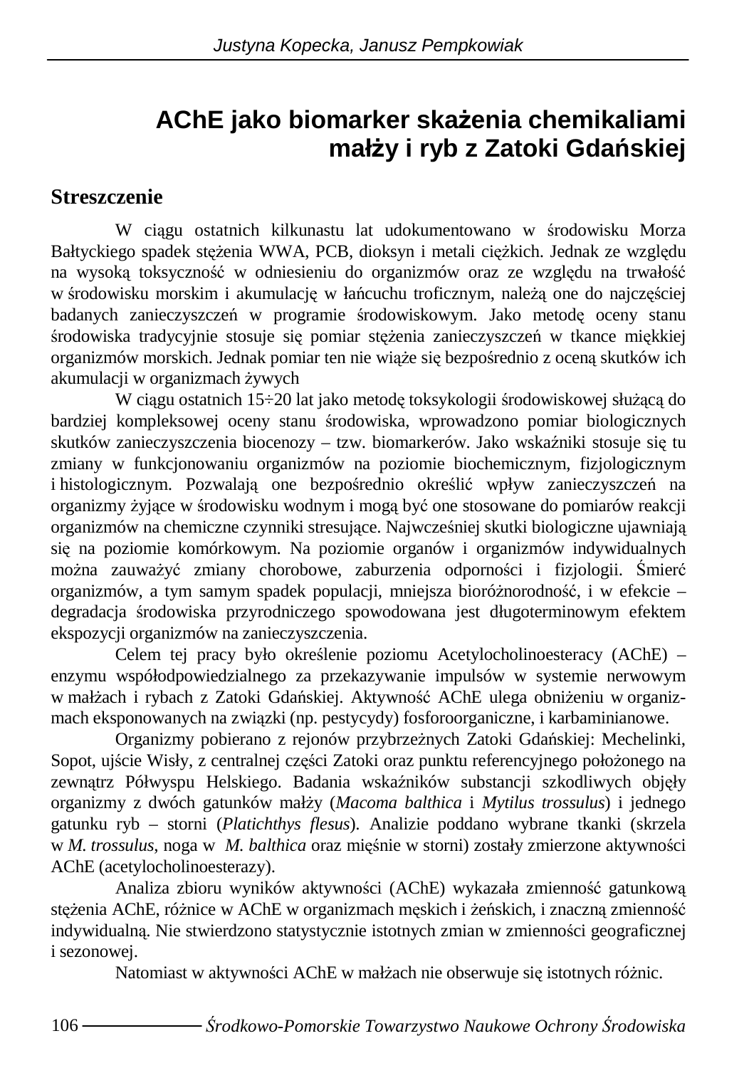# AChE jako biomarker skażenia chemikaliami małży i ryb z Zatoki Gdańskiej

## Streszczenie

W ciągu ostatnich kilkunastu lat udokumentowano w środowisku Morza Bałtyckiego spadek stężenia WWA, PCB, dioksyn i metali ciężkich. Jednak ze względu na wysoką toksyczność w odniesieniu do organizmów oraz ze względu na trwałość w środowisku morskim i akumulację w łańcuchu troficznym, należą one do najczęściej badanych zanieczyszczeń w programie środowiskowym. Jako metodę oceny stanu środowiska tradycyjnie stosuje się pomiar stężenia zanieczyszczeń w tkance miękkiej organizmów morskich. Jednak pomiar ten nie wiąże się bezpośrednio z oceną skutków ich akumulacji w organizmach żywych

W ciągu ostatnich 15÷20 lat jako metodę toksykologii środowiskowej służącą do bardziej kompleksowej oceny stanu środowiska, wprowadzono pomiar biologicznych skutków zanieczyszczenia biocenozy – tzw. biomarkerów. Jako wskaźniki stosuje się tu zmiany w funkcjonowaniu organizmów na poziomie biochemicznym, fizjologicznym i histologicznym. Pozwalają one bezpośrednio określić wpływ zanieczyszczeń na organizmy żyjące w środowisku wodnym i mogą być one stosowane do pomiarów reakcji organizmów na chemiczne czynniki stresujące. Najwcześniej skutki biologiczne ujawniają się na poziomie komórkowym. Na poziomie organów i organizmów indywidualnych można zauważyć zmiany chorobowe, zaburzenia odporności i fizjologii. Śmierć organizmów, a tym samym spadek populacji, mniejsza bioróżnorodność, i w efekcie – degradacja środowiska przyrodniczego spowodowana jest długoterminowym efektem ekspozycji organizmów na zanieczyszczenia.

Celem tej pracy było określenie poziomu Acetylocholinoesteracy (AChE) – enzymu współodpowiedzialnego za przekazywanie impulsów w systemie nerwowym w małżach i rybach z Zatoki Gdańskiej. Aktywność AChE ulega obniżeniu w organizmach eksponowanych na związki (np. pestycydy) fosforoorganiczne, i karbaminianowe.

Organizmy pobierano z rejonów przybrzeżnych Zatoki Gdańskiej: Mechelinki, Sopot, ujście Wisły, z centralnej części Zatoki oraz punktu referencyjnego położonego na zewnątrz Półwyspu Helskiego. Badania wskaźników substancji szkodliwych objęły organizmy z dwóch gatunków małży (*Macoma balthica* i *Mytilus trossulus*) i jednego gatunku ryb – storni (*Platichthys flesus*). Analizie poddano wybrane tkanki (skrzela w *M. trossulus*, noga w *M. balthica* oraz mięśnie w storni) zostały zmierzone aktywności AChE (acetylocholinoesterazy).

Analiza zbioru wyników aktywności (AChE) wykazała zmienność gatunkową stężenia AChE, różnice w AChE w organizmach męskich i żeńskich, i znaczną zmienność indywidualną. Nie stwierdzono statystycznie istotnych zmian w zmienności geograficznej i sezonowej.

Natomiast w aktywności AChE w małżach nie obserwuje się istotnych różnic.